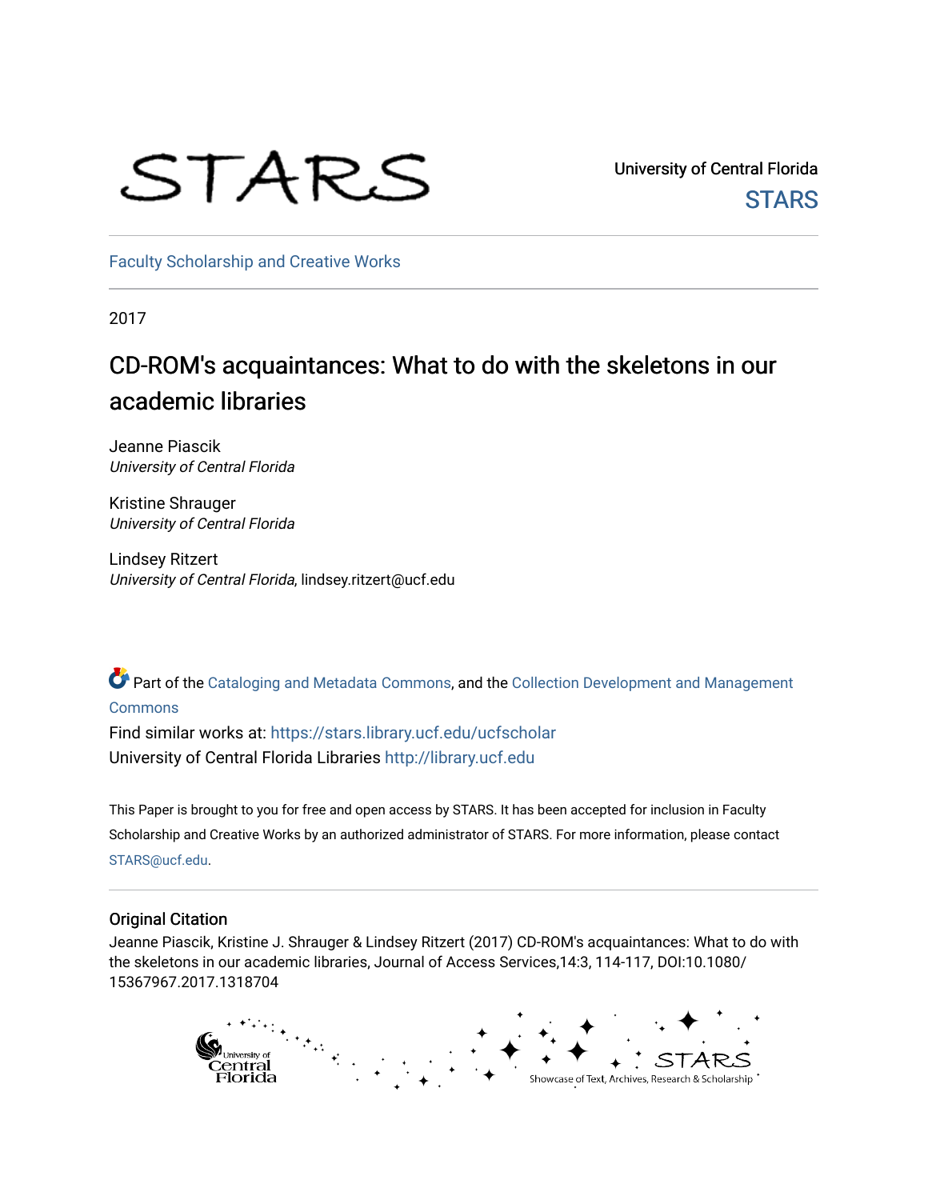STARS

University of Central Florida
STARS

Faculty Scholarship and Creative Works

2017

# CD-ROM's acquaintances: What to do with the skeletons in our academic libraries

Jeanne Piascik
*University of Central Florida*

Kristine Shrauger
*University of Central Florida*

Lindsey Ritzert
*University of Central Florida*, lindsey.ritzert@ucf.edu

Part of the Cataloging and Metadata Commons, and the Collection Development and Management Commons

Find similar works at: https://stars.library.ucf.edu/ucfscholar
University of Central Florida Libraries http://library.ucf.edu

This Paper is brought to you for free and open access by STARS. It has been accepted for inclusion in Faculty Scholarship and Creative Works by an authorized administrator of STARS. For more information, please contact STARS@ucf.edu.

## Original Citation

Jeanne Piascik, Kristine J. Shrauger & Lindsey Ritzert (2017) CD-ROM's acquaintances: What to do with the skeletons in our academic libraries, Journal of Access Services,14:3, 114-117, DOI:10.1080/15367967.2017.1318704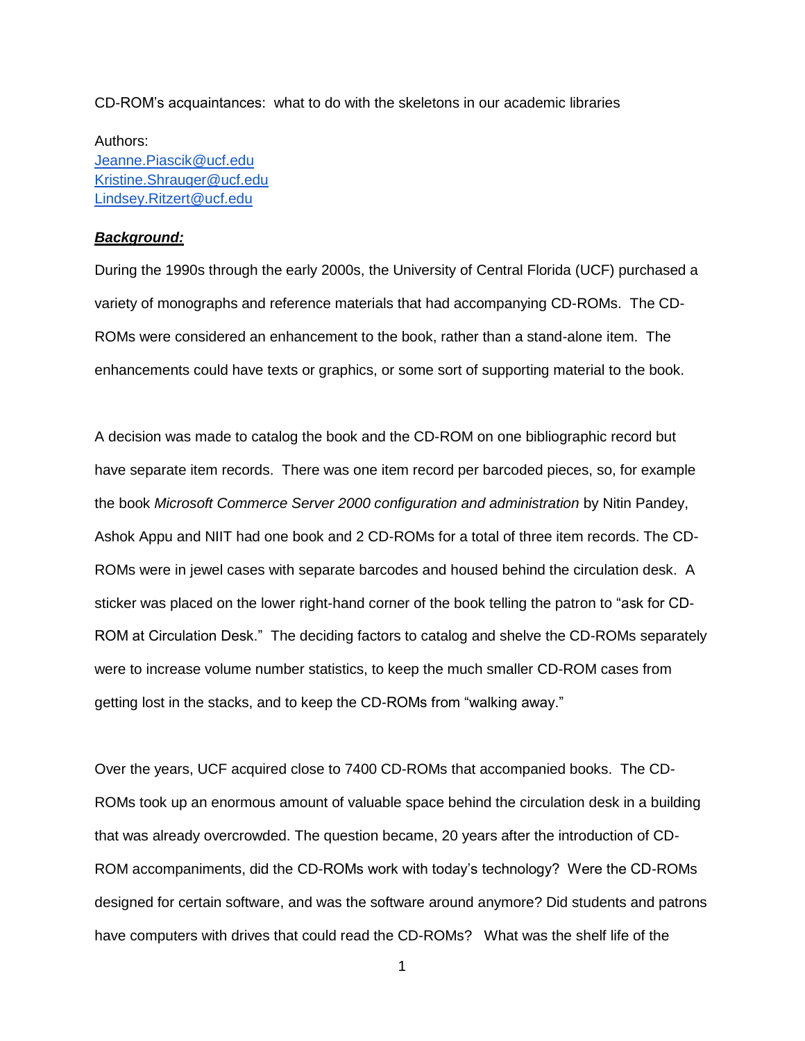CD-ROM's acquaintances: what to do with the skeletons in our academic libraries

Authors:
[Jeanne.Piascik@ucf.edu](mailto:Jeanne.Piascik@ucf.edu)
[Kristine.Shrauger@ucf.edu](mailto:Kristine.Shrauger@ucf.edu)
[Lindsey.Ritzert@ucf.edu](mailto:Lindsey.Ritzert@ucf.edu)

***Background:***

During the 1990s through the early 2000s, the University of Central Florida (UCF) purchased a variety of monographs and reference materials that had accompanying CD-ROMs. The CD-ROMs were considered an enhancement to the book, rather than a stand-alone item. The enhancements could have texts or graphics, or some sort of supporting material to the book.

A decision was made to catalog the book and the CD-ROM on one bibliographic record but have separate item records. There was one item record per barcoded pieces, so, for example the book *Microsoft Commerce Server 2000 configuration and administration* by Nitin Pandey, Ashok Appu and NIIT had one book and 2 CD-ROMs for a total of three item records. The CD-ROMs were in jewel cases with separate barcodes and housed behind the circulation desk. A sticker was placed on the lower right-hand corner of the book telling the patron to "ask for CD-ROM at Circulation Desk." The deciding factors to catalog and shelve the CD-ROMs separately were to increase volume number statistics, to keep the much smaller CD-ROM cases from getting lost in the stacks, and to keep the CD-ROMs from "walking away."

Over the years, UCF acquired close to 7400 CD-ROMs that accompanied books. The CD-ROMs took up an enormous amount of valuable space behind the circulation desk in a building that was already overcrowded. The question became, 20 years after the introduction of CD-ROM accompaniments, did the CD-ROMs work with today's technology? Were the CD-ROMs designed for certain software, and was the software around anymore? Did students and patrons have computers with drives that could read the CD-ROMs? What was the shelf life of the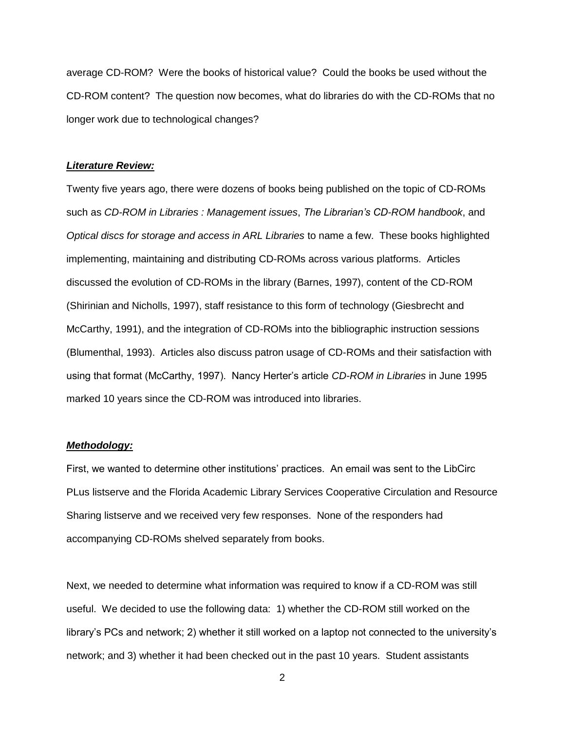average CD-ROM? Were the books of historical value? Could the books be used without the CD-ROM content? The question now becomes, what do libraries do with the CD-ROMs that no longer work due to technological changes?

***<u>Literature Review:</u>***

Twenty five years ago, there were dozens of books being published on the topic of CD-ROMs such as *CD-ROM in Libraries : Management issues*, *The Librarian's CD-ROM handbook*, and *Optical discs for storage and access in ARL Libraries* to name a few. These books highlighted implementing, maintaining and distributing CD-ROMs across various platforms. Articles discussed the evolution of CD-ROMs in the library (Barnes, 1997), content of the CD-ROM (Shirinian and Nicholls, 1997), staff resistance to this form of technology (Giesbrecht and McCarthy, 1991), and the integration of CD-ROMs into the bibliographic instruction sessions (Blumenthal, 1993). Articles also discuss patron usage of CD-ROMs and their satisfaction with using that format (McCarthy, 1997). Nancy Herter's article *CD-ROM in Libraries* in June 1995 marked 10 years since the CD-ROM was introduced into libraries.

***<u>Methodology:</u>***

First, we wanted to determine other institutions' practices. An email was sent to the LibCirc PLus listserve and the Florida Academic Library Services Cooperative Circulation and Resource Sharing listserve and we received very few responses. None of the responders had accompanying CD-ROMs shelved separately from books.

Next, we needed to determine what information was required to know if a CD-ROM was still useful. We decided to use the following data: 1) whether the CD-ROM still worked on the library's PCs and network; 2) whether it still worked on a laptop not connected to the university's network; and 3) whether it had been checked out in the past 10 years. Student assistants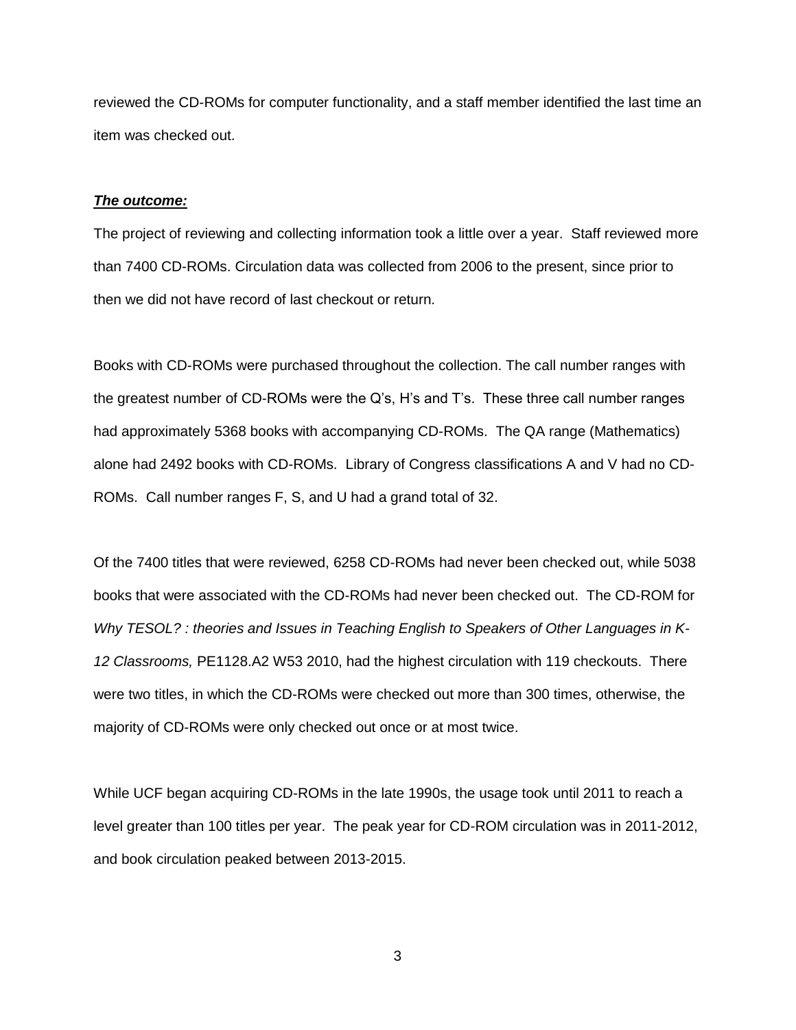reviewed the CD-ROMs for computer functionality, and a staff member identified the last time an item was checked out.

***The outcome:***

The project of reviewing and collecting information took a little over a year. Staff reviewed more than 7400 CD-ROMs. Circulation data was collected from 2006 to the present, since prior to then we did not have record of last checkout or return.

Books with CD-ROMs were purchased throughout the collection. The call number ranges with the greatest number of CD-ROMs were the Q's, H's and T's. These three call number ranges had approximately 5368 books with accompanying CD-ROMs. The QA range (Mathematics) alone had 2492 books with CD-ROMs. Library of Congress classifications A and V had no CD-ROMs. Call number ranges F, S, and U had a grand total of 32.

Of the 7400 titles that were reviewed, 6258 CD-ROMs had never been checked out, while 5038 books that were associated with the CD-ROMs had never been checked out. The CD-ROM for *Why TESOL? : theories and Issues in Teaching English to Speakers of Other Languages in K-12 Classrooms,* PE1128.A2 W53 2010, had the highest circulation with 119 checkouts. There were two titles, in which the CD-ROMs were checked out more than 300 times, otherwise, the majority of CD-ROMs were only checked out once or at most twice.

While UCF began acquiring CD-ROMs in the late 1990s, the usage took until 2011 to reach a level greater than 100 titles per year. The peak year for CD-ROM circulation was in 2011-2012, and book circulation peaked between 2013-2015.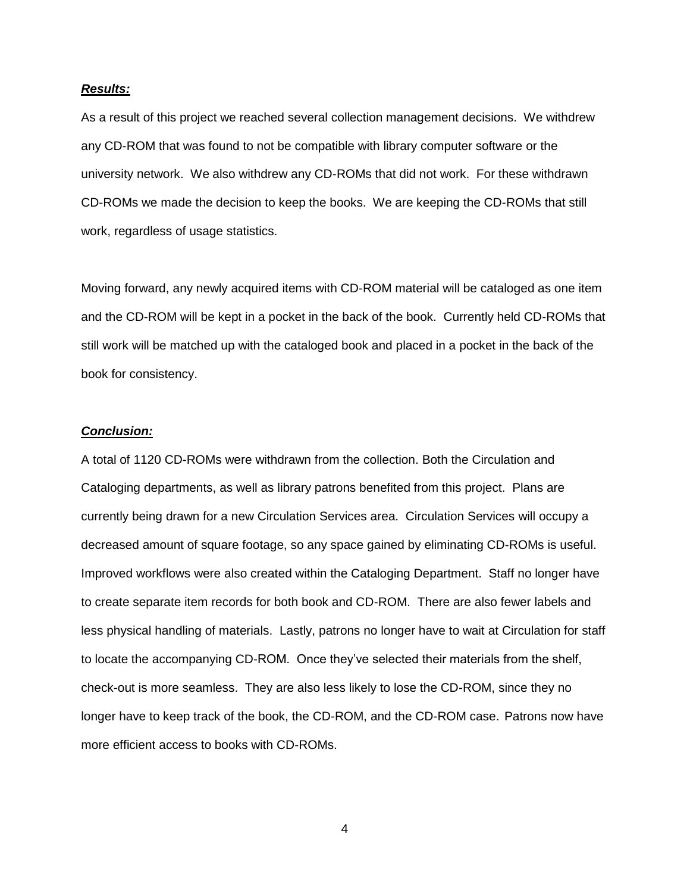***Results:***

As a result of this project we reached several collection management decisions. We withdrew any CD-ROM that was found to not be compatible with library computer software or the university network. We also withdrew any CD-ROMs that did not work. For these withdrawn CD-ROMs we made the decision to keep the books. We are keeping the CD-ROMs that still work, regardless of usage statistics.

Moving forward, any newly acquired items with CD-ROM material will be cataloged as one item and the CD-ROM will be kept in a pocket in the back of the book. Currently held CD-ROMs that still work will be matched up with the cataloged book and placed in a pocket in the back of the book for consistency.

***Conclusion:***

A total of 1120 CD-ROMs were withdrawn from the collection. Both the Circulation and Cataloging departments, as well as library patrons benefited from this project. Plans are currently being drawn for a new Circulation Services area. Circulation Services will occupy a decreased amount of square footage, so any space gained by eliminating CD-ROMs is useful. Improved workflows were also created within the Cataloging Department. Staff no longer have to create separate item records for both book and CD-ROM. There are also fewer labels and less physical handling of materials. Lastly, patrons no longer have to wait at Circulation for staff to locate the accompanying CD-ROM. Once they've selected their materials from the shelf, check-out is more seamless. They are also less likely to lose the CD-ROM, since they no longer have to keep track of the book, the CD-ROM, and the CD-ROM case. Patrons now have more efficient access to books with CD-ROMs.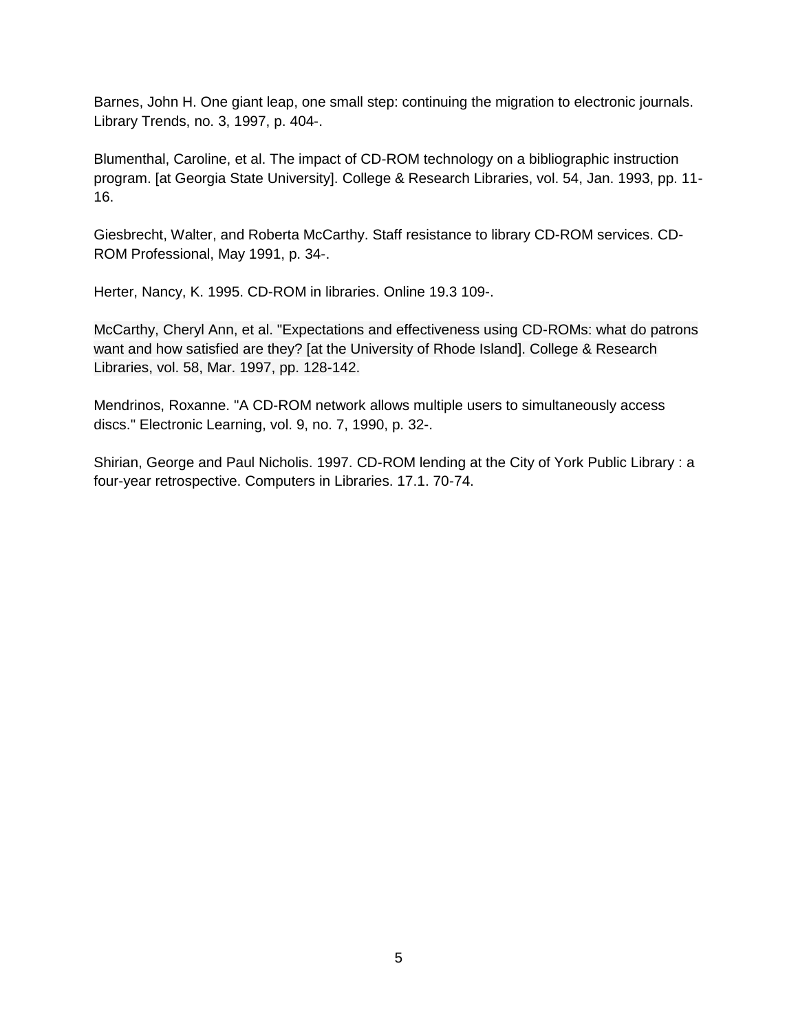Barnes, John H. One giant leap, one small step: continuing the migration to electronic journals. Library Trends, no. 3, 1997, p. 404-.

Blumenthal, Caroline, et al. The impact of CD-ROM technology on a bibliographic instruction program. [at Georgia State University]. College & Research Libraries, vol. 54, Jan. 1993, pp. 11-16.

Giesbrecht, Walter, and Roberta McCarthy. Staff resistance to library CD-ROM services. CD-ROM Professional, May 1991, p. 34-.

Herter, Nancy, K. 1995. CD-ROM in libraries. Online 19.3 109-.

McCarthy, Cheryl Ann, et al. "Expectations and effectiveness using CD-ROMs: what do patrons want and how satisfied are they? [at the University of Rhode Island]. College & Research Libraries, vol. 58, Mar. 1997, pp. 128-142.

Mendrinos, Roxanne. "A CD-ROM network allows multiple users to simultaneously access discs." Electronic Learning, vol. 9, no. 7, 1990, p. 32-.

Shirian, George and Paul Nicholis. 1997. CD-ROM lending at the City of York Public Library : a four-year retrospective. Computers in Libraries. 17.1. 70-74.